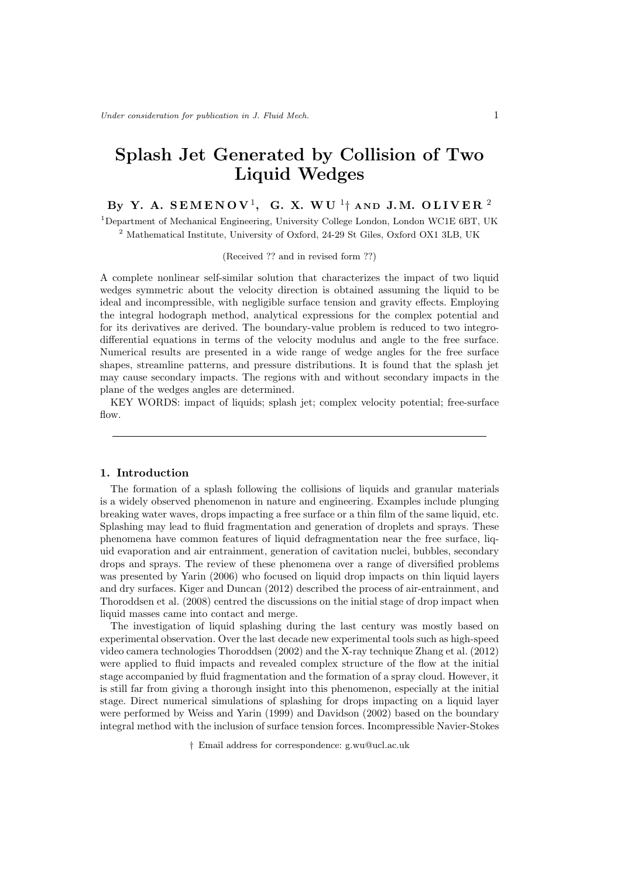*Under consideration for publication in J. Fluid Mech.*

# Splash Jet Generated by Collision of Two Liquid Wedges

By **Y. A. SEMENOV**[1], **G. X. WU**[1]† AND **J.M. OLIVER**[2]

[1]Department of Mechanical Engineering, University College London, London WC1E 6BT, UK

[2] Mathematical Institute, University of Oxford, 24-29 St Giles, Oxford OX1 3LB, UK

(Received ?? and in revised form ??)

A complete nonlinear self-similar solution that characterizes the impact of two liquid wedges symmetric about the velocity direction is obtained assuming the liquid to be ideal and incompressible, with negligible surface tension and gravity effects. Employing the integral hodograph method, analytical expressions for the complex potential and for its derivatives are derived. The boundary-value problem is reduced to two integro-differential equations in terms of the velocity modulus and angle to the free surface. Numerical results are presented in a wide range of wedge angles for the free surface shapes, streamline patterns, and pressure distributions. It is found that the splash jet may cause secondary impacts. The regions with and without secondary impacts in the plane of the wedges angles are determined.

KEY WORDS: impact of liquids; splash jet; complex velocity potential; free-surface flow.

---

## 1. Introduction

The formation of a splash following the collisions of liquids and granular materials is a widely observed phenomenon in nature and engineering. Examples include plunging breaking water waves, drops impacting a free surface or a thin film of the same liquid, etc. Splashing may lead to fluid fragmentation and generation of droplets and sprays. These phenomena have common features of liquid defragmentation near the free surface, liquid evaporation and air entrainment, generation of cavitation nuclei, bubbles, secondary drops and sprays. The review of these phenomena over a range of diversified problems was presented by Yarin (2006) who focused on liquid drop impacts on thin liquid layers and dry surfaces. Kiger and Duncan (2012) described the process of air-entrainment, and Thoroddsen et al. (2008) centred the discussions on the initial stage of drop impact when liquid masses came into contact and merge.

The investigation of liquid splashing during the last century was mostly based on experimental observation. Over the last decade new experimental tools such as high-speed video camera technologies Thoroddsen (2002) and the X-ray technique Zhang et al. (2012) were applied to fluid impacts and revealed complex structure of the flow at the initial stage accompanied by fluid fragmentation and the formation of a spray cloud. However, it is still far from giving a thorough insight into this phenomenon, especially at the initial stage. Direct numerical simulations of splashing for drops impacting on a liquid layer were performed by Weiss and Yarin (1999) and Davidson (2002) based on the boundary integral method with the inclusion of surface tension forces. Incompressible Navier-Stokes

† Email address for correspondence: g.wu@ucl.ac.uk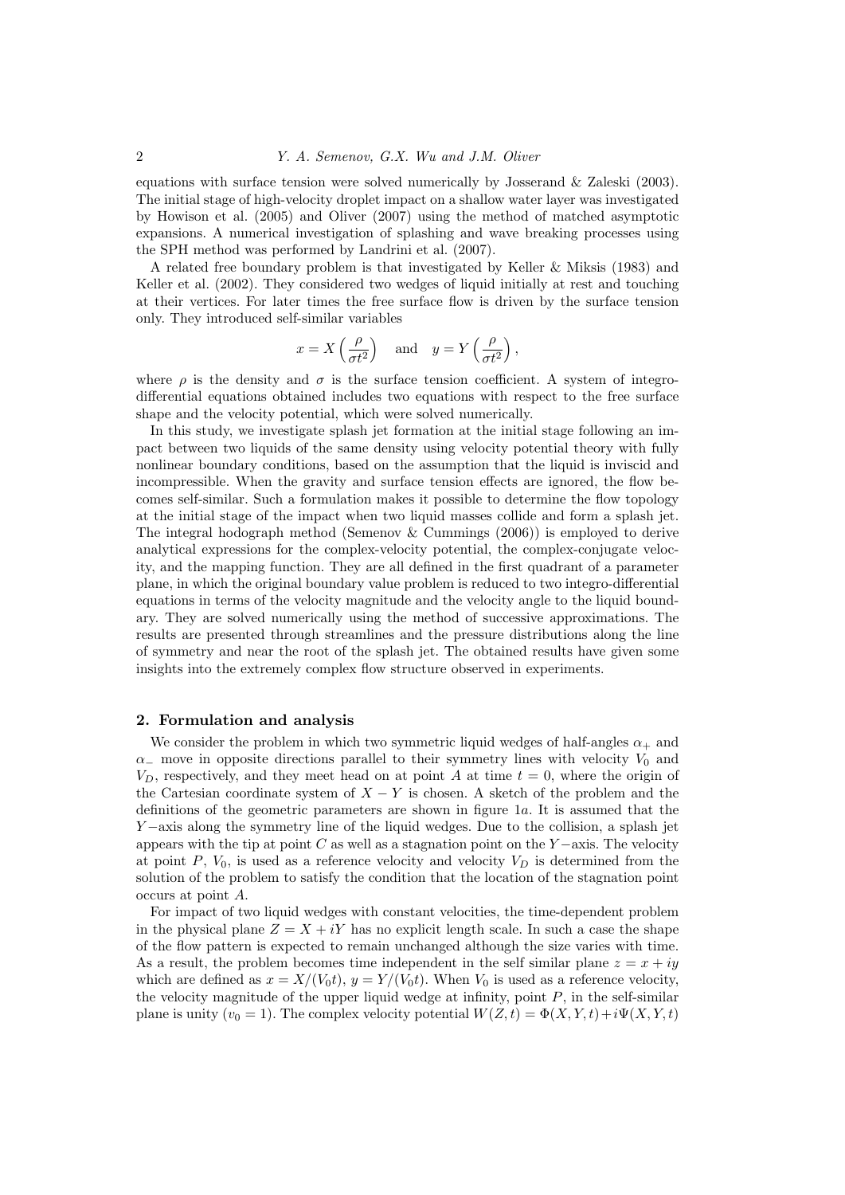equations with surface tension were solved numerically by Josserand & Zaleski (2003). The initial stage of high-velocity droplet impact on a shallow water layer was investigated by Howison et al. (2005) and Oliver (2007) using the method of matched asymptotic expansions. A numerical investigation of splashing and wave breaking processes using the SPH method was performed by Landrini et al. (2007).

A related free boundary problem is that investigated by Keller & Miksis (1983) and Keller et al. (2002). They considered two wedges of liquid initially at rest and touching at their vertices. For later times the free surface flow is driven by the surface tension only. They introduced self-similar variables

$$x = X\left(\frac{\rho}{\sigma t^2}\right) \quad \text{and} \quad y = Y\left(\frac{\rho}{\sigma t^2}\right),$$

where $\rho$ is the density and $\sigma$ is the surface tension coefficient. A system of integro-differential equations obtained includes two equations with respect to the free surface shape and the velocity potential, which were solved numerically.

In this study, we investigate splash jet formation at the initial stage following an impact between two liquids of the same density using velocity potential theory with fully nonlinear boundary conditions, based on the assumption that the liquid is inviscid and incompressible. When the gravity and surface tension effects are ignored, the flow becomes self-similar. Such a formulation makes it possible to determine the flow topology at the initial stage of the impact when two liquid masses collide and form a splash jet. The integral hodograph method (Semenov & Cummings (2006)) is employed to derive analytical expressions for the complex-velocity potential, the complex-conjugate velocity, and the mapping function. They are all defined in the first quadrant of a parameter plane, in which the original boundary value problem is reduced to two integro-differential equations in terms of the velocity magnitude and the velocity angle to the liquid boundary. They are solved numerically using the method of successive approximations. The results are presented through streamlines and the pressure distributions along the line of symmetry and near the root of the splash jet. The obtained results have given some insights into the extremely complex flow structure observed in experiments.

## 2. Formulation and analysis

We consider the problem in which two symmetric liquid wedges of half-angles $\alpha_+$ and $\alpha_-$ move in opposite directions parallel to their symmetry lines with velocity $V_0$ and $V_D$, respectively, and they meet head on at point $A$ at time $t = 0$, where the origin of the Cartesian coordinate system of $X - Y$ is chosen. A sketch of the problem and the definitions of the geometric parameters are shown in figure 1$a$. It is assumed that the $Y-$axis along the symmetry line of the liquid wedges. Due to the collision, a splash jet appears with the tip at point $C$ as well as a stagnation point on the $Y-$axis. The velocity at point $P$, $V_0$, is used as a reference velocity and velocity $V_D$ is determined from the solution of the problem to satisfy the condition that the location of the stagnation point occurs at point $A$.

For impact of two liquid wedges with constant velocities, the time-dependent problem in the physical plane $Z = X + iY$ has no explicit length scale. In such a case the shape of the flow pattern is expected to remain unchanged although the size varies with time. As a result, the problem becomes time independent in the self similar plane $z = x + iy$ which are defined as $x = X/(V_0 t)$, $y = Y/(V_0 t)$. When $V_0$ is used as a reference velocity, the velocity magnitude of the upper liquid wedge at infinity, point $P$, in the self-similar plane is unity ($v_0 = 1$). The complex velocity potential $W(Z, t) = \Phi(X, Y, t) + i\Psi(X, Y, t)$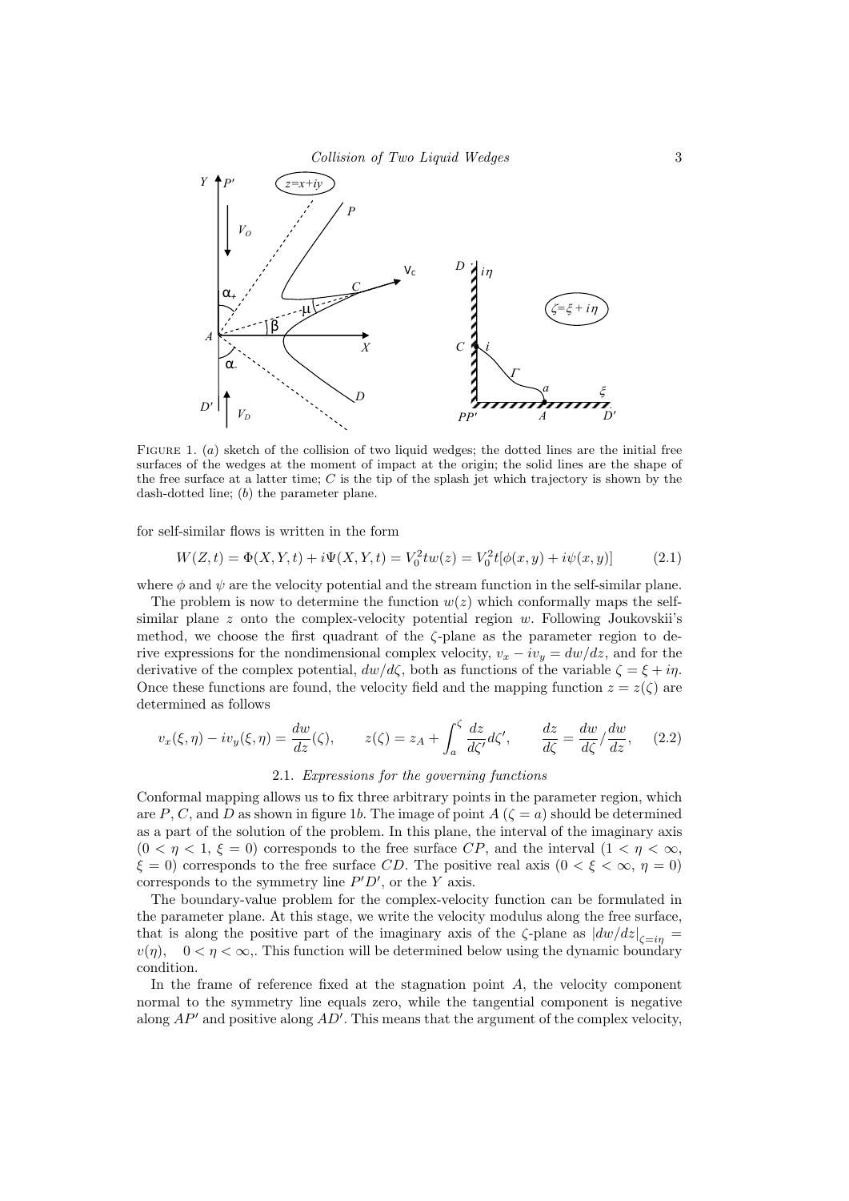FIGURE 1. (*a*) sketch of the collision of two liquid wedges; the dotted lines are the initial free surfaces of the wedges at the moment of impact at the origin; the solid lines are the shape of the free surface at a latter time; $C$ is the tip of the splash jet which trajectory is shown by the dash-dotted line; (*b*) the parameter plane.

for self-similar flows is written in the form

$$W(Z,t) = \Phi(X,Y,t) + i\Psi(X,Y,t) = V_0^2 t w(z) = V_0^2 t[\phi(x,y) + i\psi(x,y)] \tag{2.1}$$

where $\phi$ and $\psi$ are the velocity potential and the stream function in the self-similar plane.

The problem is now to determine the function $w(z)$ which conformally maps the self-similar plane $z$ onto the complex-velocity potential region $w$. Following Joukovskii's method, we choose the first quadrant of the $\zeta$-plane as the parameter region to derive expressions for the nondimensional complex velocity, $v_x - iv_y = dw/dz$, and for the derivative of the complex potential, $dw/d\zeta$, both as functions of the variable $\zeta = \xi + i\eta$. Once these functions are found, the velocity field and the mapping function $z = z(\zeta)$ are determined as follows

$$v_x(\xi,\eta) - iv_y(\xi,\eta) = \frac{dw}{dz}(\zeta), \qquad z(\zeta) = z_A + \int_a^\zeta \frac{dz}{d\zeta'}d\zeta', \qquad \frac{dz}{d\zeta} = \frac{dw}{d\zeta}\Big/\frac{dw}{dz}, \tag{2.2}$$

### 2.1. *Expressions for the governing functions*

Conformal mapping allows us to fix three arbitrary points in the parameter region, which are $P$, $C$, and $D$ as shown in figure 1*b*. The image of point $A$ ($\zeta = a$) should be determined as a part of the solution of the problem. In this plane, the interval of the imaginary axis ($0 < \eta < 1$, $\xi = 0$) corresponds to the free surface $CP$, and the interval ($1 < \eta < \infty$, $\xi = 0$) corresponds to the free surface $CD$. The positive real axis ($0 < \xi < \infty$, $\eta = 0$) corresponds to the symmetry line $P'D'$, or the $Y$ axis.

The boundary-value problem for the complex-velocity function can be formulated in the parameter plane. At this stage, we write the velocity modulus along the free surface, that is along the positive part of the imaginary axis of the $\zeta$-plane as $|dw/dz|_{\zeta=i\eta} = v(\eta)$, $0 < \eta < \infty$,. This function will be determined below using the dynamic boundary condition.

In the frame of reference fixed at the stagnation point $A$, the velocity component normal to the symmetry line equals zero, while the tangential component is negative along $AP'$ and positive along $AD'$. This means that the argument of the complex velocity,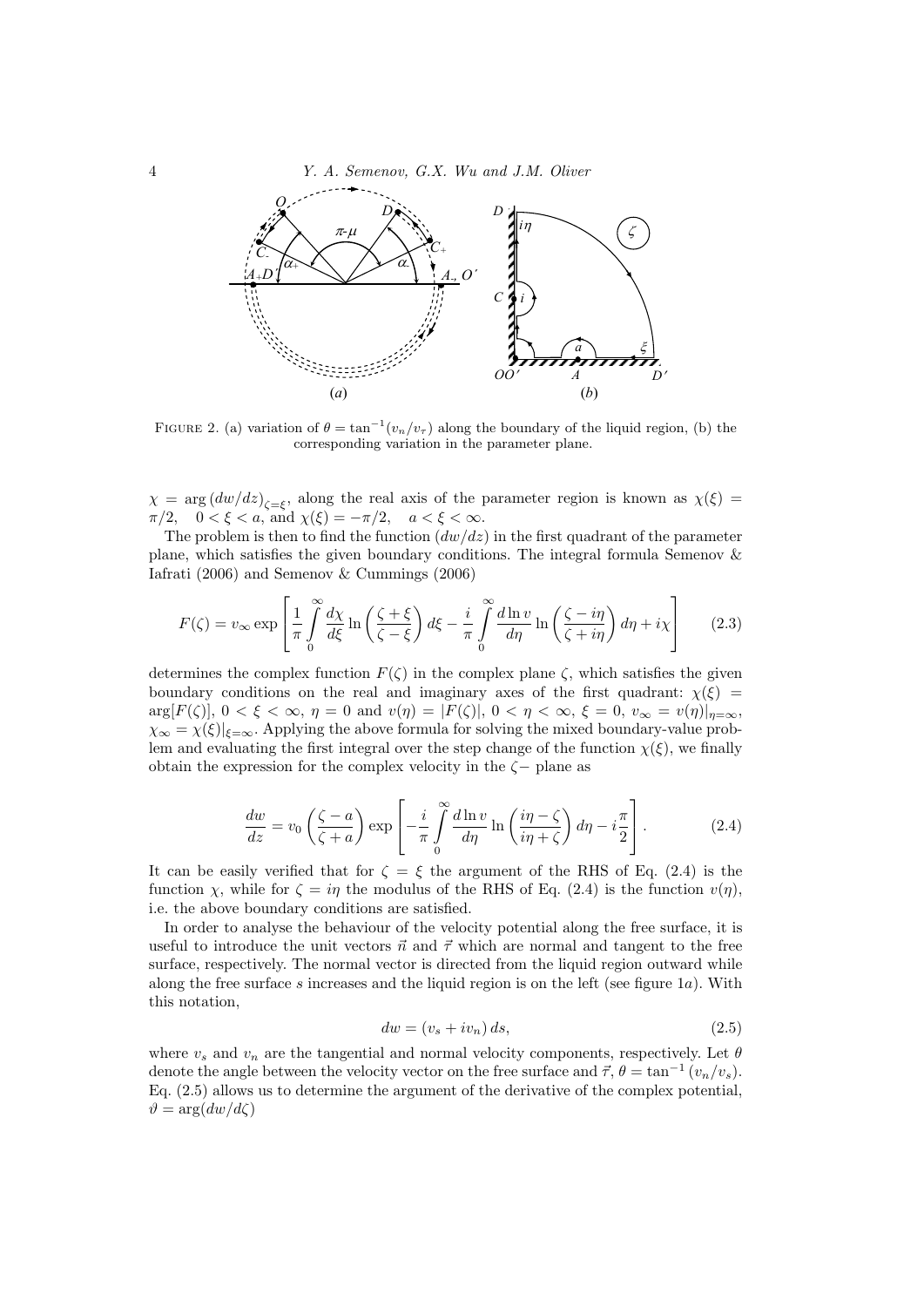FIGURE 2. (a) variation of $\theta = \tan^{-1}(v_n/v_\tau)$ along the boundary of the liquid region, (b) the corresponding variation in the parameter plane.

$\chi = \arg{(dw/dz)}_{\zeta=\xi}$, along the real axis of the parameter region is known as $\chi(\xi) = \pi/2, \quad 0<\xi<a$, and $\chi(\xi) = -\pi/2, \quad a<\xi<\infty$.

The problem is then to find the function $(dw/dz)$ in the first quadrant of the parameter plane, which satisfies the given boundary conditions. The integral formula Semenov & Iafrati (2006) and Semenov & Cummings (2006)

$$F(\zeta) = v_\infty \exp\left[\frac{1}{\pi}\int_0^\infty \frac{d\chi}{d\xi}\ln\left(\frac{\zeta+\xi}{\zeta-\xi}\right)d\xi - \frac{i}{\pi}\int_0^\infty \frac{d\ln v}{d\eta}\ln\left(\frac{\zeta-i\eta}{\zeta+i\eta}\right)d\eta + i\chi\right] \tag{2.3}$$

determines the complex function $F(\zeta)$ in the complex plane $\zeta$, which satisfies the given boundary conditions on the real and imaginary axes of the first quadrant: $\chi(\xi) = \arg[F(\zeta)]$, $0<\xi<\infty$, $\eta=0$ and $v(\eta) = |F(\zeta)|$, $0<\eta<\infty$, $\xi=0$, $v_\infty = v(\eta)|_{\eta=\infty}$, $\chi_\infty = \chi(\xi)|_{\xi=\infty}$. Applying the above formula for solving the mixed boundary-value problem and evaluating the first integral over the step change of the function $\chi(\xi)$, we finally obtain the expression for the complex velocity in the $\zeta-$ plane as

$$\frac{dw}{dz} = v_0\left(\frac{\zeta-a}{\zeta+a}\right)\exp\left[-\frac{i}{\pi}\int_0^\infty \frac{d\ln v}{d\eta}\ln\left(\frac{i\eta-\zeta}{i\eta+\zeta}\right)d\eta - i\frac{\pi}{2}\right]. \tag{2.4}$$

It can be easily verified that for $\zeta = \xi$ the argument of the RHS of Eq. (2.4) is the function $\chi$, while for $\zeta = i\eta$ the modulus of the RHS of Eq. (2.4) is the function $v(\eta)$, i.e. the above boundary conditions are satisfied.

In order to analyse the behaviour of the velocity potential along the free surface, it is useful to introduce the unit vectors $\vec{n}$ and $\vec{\tau}$ which are normal and tangent to the free surface, respectively. The normal vector is directed from the liquid region outward while along the free surface $s$ increases and the liquid region is on the left (see figure 1$a$). With this notation,

$$dw = (v_s + iv_n)\,ds, \tag{2.5}$$

where $v_s$ and $v_n$ are the tangential and normal velocity components, respectively. Let $\theta$ denote the angle between the velocity vector on the free surface and $\vec{\tau}$, $\theta = \tan^{-1}(v_n/v_s)$. Eq. (2.5) allows us to determine the argument of the derivative of the complex potential, $\vartheta = \arg(dw/d\zeta)$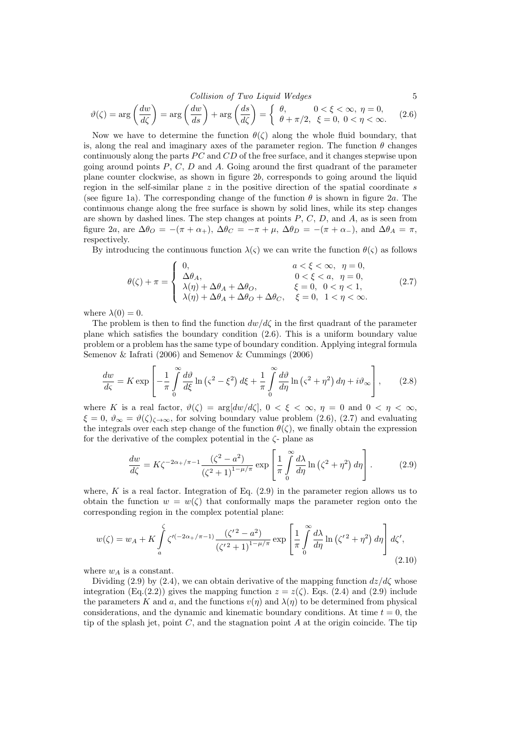$$\vartheta(\zeta) = \arg\left(\frac{dw}{d\zeta}\right) = \arg\left(\frac{dw}{ds}\right) + \arg\left(\frac{ds}{d\zeta}\right) = \begin{cases} \theta, & 0 < \xi < \infty,\ \eta = 0, \\ \theta + \pi/2, & \xi = 0,\ 0 < \eta < \infty. \end{cases} \tag{2.6}$$

Now we have to determine the function $\theta(\zeta)$ along the whole fluid boundary, that is, along the real and imaginary axes of the parameter region. The function $\theta$ changes continuously along the parts $PC$ and $CD$ of the free surface, and it changes stepwise upon going around points $P$, $C$, $D$ and $A$. Going around the first quadrant of the parameter plane counter clockwise, as shown in figure 2$b$, corresponds to going around the liquid region in the self-similar plane $z$ in the positive direction of the spatial coordinate $s$ (see figure 1a). The corresponding change of the function $\theta$ is shown in figure 2$a$. The continuous change along the free surface is shown by solid lines, while its step changes are shown by dashed lines. The step changes at points $P$, $C$, $D$, and $A$, as is seen from figure 2$a$, are $\Delta\theta_O = -(\pi + \alpha_+)$, $\Delta\theta_C = -\pi + \mu$, $\Delta\theta_D = -(\pi + \alpha_-)$, and $\Delta\theta_A = \pi$, respectively.

By introducing the continuous function $\lambda(\varsigma)$ we can write the function $\theta(\varsigma)$ as follows

$$\theta(\zeta) + \pi = \begin{cases} 0, & a < \xi < \infty,\ \ \eta = 0, \\ \Delta\theta_A, & 0 < \xi < a,\ \ \eta = 0, \\ \lambda(\eta) + \Delta\theta_A + \Delta\theta_O, & \xi = 0,\ \ 0 < \eta < 1, \\ \lambda(\eta) + \Delta\theta_A + \Delta\theta_O + \Delta\theta_C, & \xi = 0,\ \ 1 < \eta < \infty. \end{cases} \tag{2.7}$$

where $\lambda(0) = 0$.

The problem is then to find the function $dw/d\zeta$ in the first quadrant of the parameter plane which satisfies the boundary condition (2.6). This is a uniform boundary value problem or a problem has the same type of boundary condition. Applying integral formula Semenov & Iafrati (2006) and Semenov & Cummings (2006)

$$\frac{dw}{d\varsigma} = K \exp\left[ -\frac{1}{\pi}\int_0^\infty \frac{d\vartheta}{d\xi} \ln\left(\varsigma^2 - \xi^2\right) d\xi + \frac{1}{\pi}\int_0^\infty \frac{d\vartheta}{d\eta} \ln\left(\varsigma^2 + \eta^2\right) d\eta + i\vartheta_\infty \right], \tag{2.8}$$

where $K$ is a real factor, $\vartheta(\zeta) = \arg[dw/d\zeta]$, $0 < \xi < \infty$, $\eta = 0$ and $0 < \eta < \infty$, $\xi = 0$, $\vartheta_\infty = \vartheta(\zeta)_{\zeta\to\infty}$, for solving boundary value problem (2.6), (2.7) and evaluating the integrals over each step change of the function $\theta(\zeta)$, we finally obtain the expression for the derivative of the complex potential in the $\zeta$- plane as

$$\frac{dw}{d\zeta} = K\zeta^{-2\alpha_+/\pi - 1} \frac{(\zeta^2 - a^2)}{(\zeta^2 + 1)^{1-\mu/\pi}} \exp\left[ \frac{1}{\pi}\int_0^\infty \frac{d\lambda}{d\eta} \ln\left(\zeta^2 + \eta^2\right) d\eta \right]. \tag{2.9}$$

where, $K$ is a real factor. Integration of Eq. (2.9) in the parameter region allows us to obtain the function $w = w(\zeta)$ that conformally maps the parameter region onto the corresponding region in the complex potential plane:

$$w(\zeta) = w_A + K\int_a^\zeta \zeta'^{(-2\alpha_+/\pi - 1)} \frac{(\zeta'^2 - a^2)}{(\zeta'^2 + 1)^{1-\mu/\pi}} \exp\left[ \frac{1}{\pi}\int_0^\infty \frac{d\lambda}{d\eta} \ln\left(\zeta'^2 + \eta^2\right) d\eta \right] d\zeta', \tag{2.10}$$

where $w_A$ is a constant.

Dividing (2.9) by (2.4), we can obtain derivative of the mapping function $dz/d\zeta$ whose integration (Eq.(2.2)) gives the mapping function $z = z(\zeta)$. Eqs. (2.4) and (2.9) include the parameters $K$ and $a$, and the functions $v(\eta)$ and $\lambda(\eta)$ to be determined from physical considerations, and the dynamic and kinematic boundary conditions. At time $t = 0$, the tip of the splash jet, point $C$, and the stagnation point $A$ at the origin coincide. The tip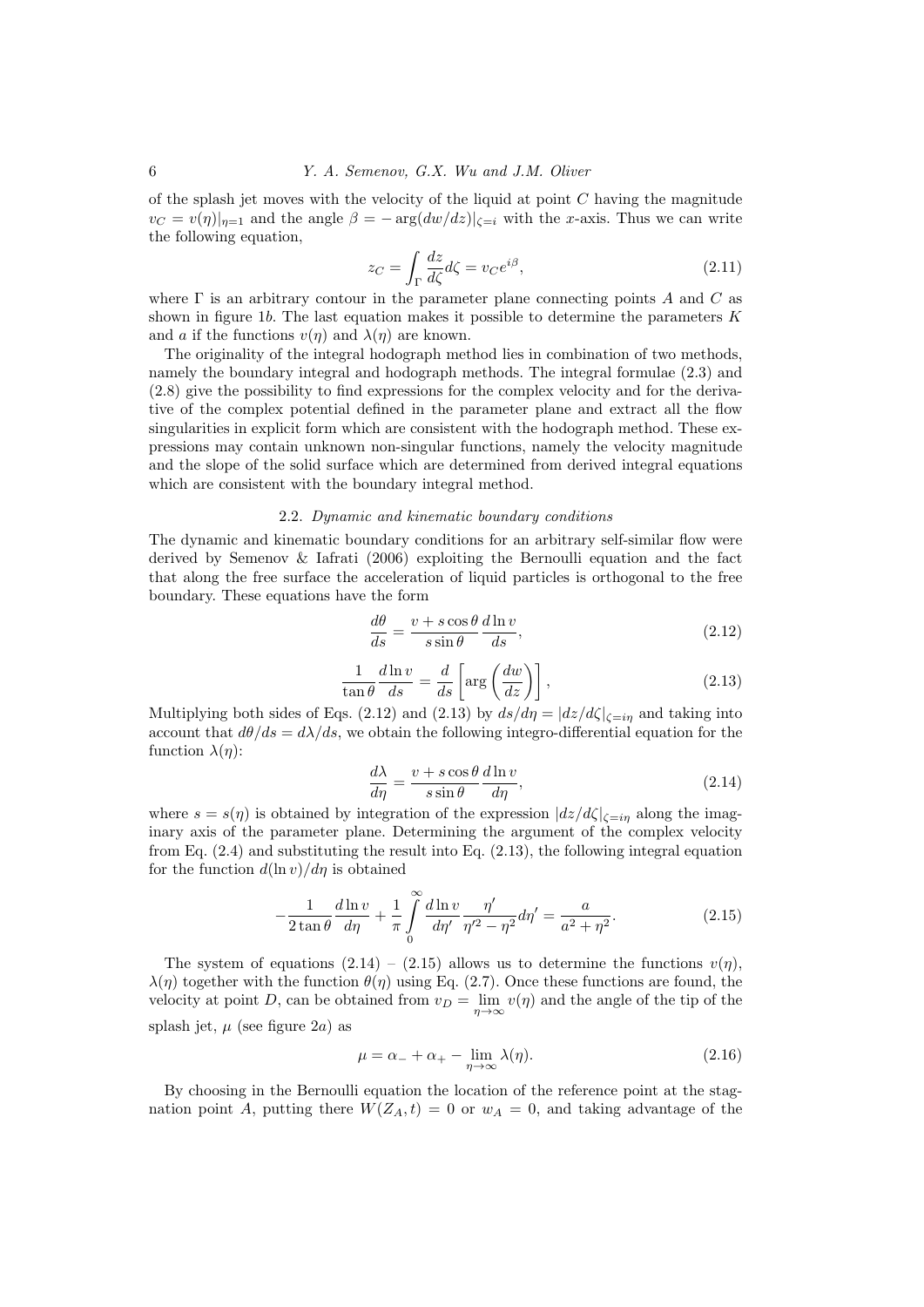of the splash jet moves with the velocity of the liquid at point $C$ having the magnitude $v_C = v(\eta)|_{\eta=1}$ and the angle $\beta = -\arg(dw/dz)|_{\zeta=i}$ with the $x$-axis. Thus we can write the following equation,

$$z_C = \int_\Gamma \frac{dz}{d\zeta} d\zeta = v_C e^{i\beta}, \tag{2.11}$$

where $\Gamma$ is an arbitrary contour in the parameter plane connecting points $A$ and $C$ as shown in figure 1$b$. The last equation makes it possible to determine the parameters $K$ and $a$ if the functions $v(\eta)$ and $\lambda(\eta)$ are known.

The originality of the integral hodograph method lies in combination of two methods, namely the boundary integral and hodograph methods. The integral formulae (2.3) and (2.8) give the possibility to find expressions for the complex velocity and for the derivative of the complex potential defined in the parameter plane and extract all the flow singularities in explicit form which are consistent with the hodograph method. These expressions may contain unknown non-singular functions, namely the velocity magnitude and the slope of the solid surface which are determined from derived integral equations which are consistent with the boundary integral method.

### 2.2. *Dynamic and kinematic boundary conditions*

The dynamic and kinematic boundary conditions for an arbitrary self-similar flow were derived by Semenov & Iafrati (2006) exploiting the Bernoulli equation and the fact that along the free surface the acceleration of liquid particles is orthogonal to the free boundary. These equations have the form

$$\frac{d\theta}{ds} = \frac{v + s\cos\theta}{s\sin\theta}\frac{d\ln v}{ds}, \tag{2.12}$$

$$\frac{1}{\tan\theta}\frac{d\ln v}{ds} = \frac{d}{ds}\left[\arg\left(\frac{dw}{dz}\right)\right], \tag{2.13}$$

Multiplying both sides of Eqs. (2.12) and (2.13) by $ds/d\eta = |dz/d\zeta|_{\zeta=i\eta}$ and taking into account that $d\theta/ds = d\lambda/ds$, we obtain the following integro-differential equation for the function $\lambda(\eta)$:

$$\frac{d\lambda}{d\eta} = \frac{v + s\cos\theta}{s\sin\theta}\frac{d\ln v}{d\eta}, \tag{2.14}$$

where $s = s(\eta)$ is obtained by integration of the expression $|dz/d\zeta|_{\zeta=i\eta}$ along the imaginary axis of the parameter plane. Determining the argument of the complex velocity from Eq. (2.4) and substituting the result into Eq. (2.13), the following integral equation for the function $d(\ln v)/d\eta$ is obtained

$$-\frac{1}{2\tan\theta}\frac{d\ln v}{d\eta} + \frac{1}{\pi}\int_0^\infty \frac{d\ln v}{d\eta'}\frac{\eta'}{\eta'^2 - \eta^2}d\eta' = \frac{a}{a^2+\eta^2}. \tag{2.15}$$

The system of equations (2.14) – (2.15) allows us to determine the functions $v(\eta)$, $\lambda(\eta)$ together with the function $\theta(\eta)$ using Eq. (2.7). Once these functions are found, the velocity at point $D$, can be obtained from $v_D = \lim_{\eta\to\infty} v(\eta)$ and the angle of the tip of the splash jet, $\mu$ (see figure 2$a$) as

$$\mu = \alpha_- + \alpha_+ - \lim_{\eta\to\infty}\lambda(\eta). \tag{2.16}$$

By choosing in the Bernoulli equation the location of the reference point at the stagnation point $A$, putting there $W(Z_A, t) = 0$ or $w_A = 0$, and taking advantage of the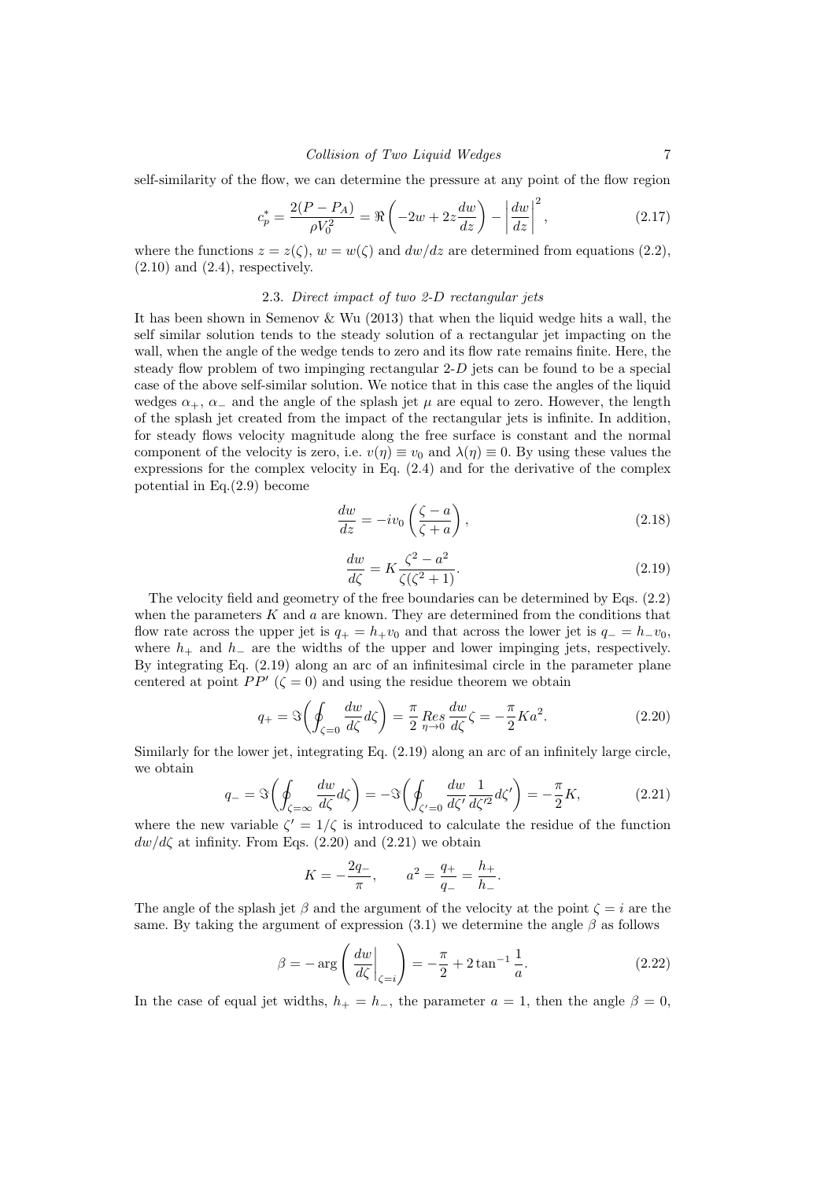self-similarity of the flow, we can determine the pressure at any point of the flow region

$$c_p^* = \frac{2(P - P_A)}{\rho V_0^2} = \Re\left(-2w + 2z\frac{dw}{dz}\right) - \left|\frac{dw}{dz}\right|^2, \tag{2.17}$$

where the functions $z = z(\zeta)$, $w = w(\zeta)$ and $dw/dz$ are determined from equations (2.2), (2.10) and (2.4), respectively.

### 2.3. *Direct impact of two 2-D rectangular jets*

It has been shown in Semenov & Wu (2013) that when the liquid wedge hits a wall, the self similar solution tends to the steady solution of a rectangular jet impacting on the wall, when the angle of the wedge tends to zero and its flow rate remains finite. Here, the steady flow problem of two impinging rectangular 2-$D$ jets can be found to be a special case of the above self-similar solution. We notice that in this case the angles of the liquid wedges $\alpha_+$, $\alpha_-$ and the angle of the splash jet $\mu$ are equal to zero. However, the length of the splash jet created from the impact of the rectangular jets is infinite. In addition, for steady flows velocity magnitude along the free surface is constant and the normal component of the velocity is zero, i.e. $v(\eta) \equiv v_0$ and $\lambda(\eta) \equiv 0$. By using these values the expressions for the complex velocity in Eq. (2.4) and for the derivative of the complex potential in Eq.(2.9) become

$$\frac{dw}{dz} = -iv_0\left(\frac{\zeta - a}{\zeta + a}\right), \tag{2.18}$$

$$\frac{dw}{d\zeta} = K\frac{\zeta^2 - a^2}{\zeta(\zeta^2 + 1)}. \tag{2.19}$$

The velocity field and geometry of the free boundaries can be determined by Eqs. (2.2) when the parameters $K$ and $a$ are known. They are determined from the conditions that flow rate across the upper jet is $q_+ = h_+ v_0$ and that across the lower jet is $q_- = h_- v_0$, where $h_+$ and $h_-$ are the widths of the upper and lower impinging jets, respectively. By integrating Eq. (2.19) along an arc of an infinitesimal circle in the parameter plane centered at point $PP'$ ($\zeta = 0$) and using the residue theorem we obtain

$$q_+ = \Im\left(\oint_{\zeta=0} \frac{dw}{d\zeta} d\zeta\right) = \frac{\pi}{2} \underset{\eta \to 0}{Res} \frac{dw}{d\zeta}\zeta = -\frac{\pi}{2}Ka^2. \tag{2.20}$$

Similarly for the lower jet, integrating Eq. (2.19) along an arc of an infinitely large circle, we obtain

$$q_- = \Im\left(\oint_{\zeta=\infty} \frac{dw}{d\zeta} d\zeta\right) = -\Im\left(\oint_{\zeta'=0} \frac{dw}{d\zeta'} \frac{1}{d\zeta'^2} d\zeta'\right) = -\frac{\pi}{2}K, \tag{2.21}$$

where the new variable $\zeta' = 1/\zeta$ is introduced to calculate the residue of the function $dw/d\zeta$ at infinity. From Eqs. (2.20) and (2.21) we obtain

$$K = -\frac{2q_-}{\pi}, \qquad a^2 = \frac{q_+}{q_-} = \frac{h_+}{h_-}.$$

The angle of the splash jet $\beta$ and the argument of the velocity at the point $\zeta = i$ are the same. By taking the argument of expression (3.1) we determine the angle $\beta$ as follows

$$\beta = -\arg\left(\left.\frac{dw}{d\zeta}\right|_{\zeta=i}\right) = -\frac{\pi}{2} + 2\tan^{-1}\frac{1}{a}. \tag{2.22}$$

In the case of equal jet widths, $h_+ = h_-$, the parameter $a = 1$, then the angle $\beta = 0$,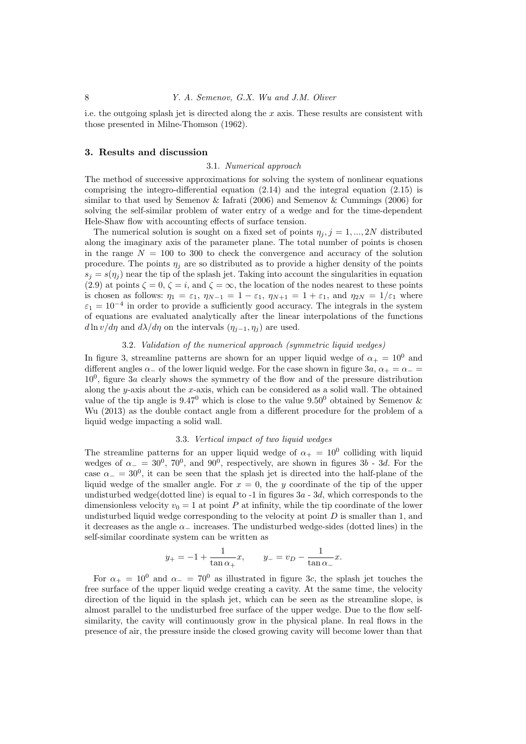i.e. the outgoing splash jet is directed along the $x$ axis. These results are consistent with those presented in Milne-Thomson (1962).

## 3. Results and discussion

### 3.1. *Numerical approach*

The method of successive approximations for solving the system of nonlinear equations comprising the integro-differential equation (2.14) and the integral equation (2.15) is similar to that used by Semenov & Iafrati (2006) and Semenov & Cummings (2006) for solving the self-similar problem of water entry of a wedge and for the time-dependent Hele-Shaw flow with accounting effects of surface tension.

The numerical solution is sought on a fixed set of points $\eta_j, j = 1, ..., 2N$ distributed along the imaginary axis of the parameter plane. The total number of points is chosen in the range $N = 100$ to 300 to check the convergence and accuracy of the solution procedure. The points $\eta_j$ are so distributed as to provide a higher density of the points $s_j = s(\eta_j)$ near the tip of the splash jet. Taking into account the singularities in equation (2.9) at points $\zeta = 0$, $\zeta = i$, and $\zeta = \infty$, the location of the nodes nearest to these points is chosen as follows: $\eta_1 = \varepsilon_1$, $\eta_{N-1} = 1 - \varepsilon_1$, $\eta_{N+1} = 1 + \varepsilon_1$, and $\eta_{2N} = 1/\varepsilon_1$ where $\varepsilon_1 = 10^{-4}$ in order to provide a sufficiently good accuracy. The integrals in the system of equations are evaluated analytically after the linear interpolations of the functions $d \ln v/d\eta$ and $d\lambda/d\eta$ on the intervals $(\eta_{j-1}, \eta_j)$ are used.

### 3.2. *Validation of the numerical approach (symmetric liquid wedges)*

In figure 3, streamline patterns are shown for an upper liquid wedge of $\alpha_+ = 10^0$ and different angles $\alpha_-$ of the lower liquid wedge. For the case shown in figure 3*a*, $\alpha_+ = \alpha_- = 10^0$, figure 3*a* clearly shows the symmetry of the flow and of the pressure distribution along the $y$-axis about the $x$-axis, which can be considered as a solid wall. The obtained value of the tip angle is $9.47^0$ which is close to the value $9.50^0$ obtained by Semenov & Wu (2013) as the double contact angle from a different procedure for the problem of a liquid wedge impacting a solid wall.

### 3.3. *Vertical impact of two liquid wedges*

The streamline patterns for an upper liquid wedge of $\alpha_+ = 10^0$ colliding with liquid wedges of $\alpha_- = 30^0$, $70^0$, and $90^0$, respectively, are shown in figures 3*b* - 3*d*. For the case $\alpha_- = 30^0$, it can be seen that the splash jet is directed into the half-plane of the liquid wedge of the smaller angle. For $x = 0$, the $y$ coordinate of the tip of the upper undisturbed wedge(dotted line) is equal to -1 in figures 3*a* - 3*d*, which corresponds to the dimensionless velocity $v_0 = 1$ at point $P$ at infinity, while the tip coordinate of the lower undisturbed liquid wedge corresponding to the velocity at point $D$ is smaller than 1, and it decreases as the angle $\alpha_-$ increases. The undisturbed wedge-sides (dotted lines) in the self-similar coordinate system can be written as

$$y_+ = -1 + \frac{1}{\tan \alpha_+} x, \qquad y_- = v_D - \frac{1}{\tan \alpha_-} x.$$

For $\alpha_+ = 10^0$ and $\alpha_- = 70^0$ as illustrated in figure 3*c*, the splash jet touches the free surface of the upper liquid wedge creating a cavity. At the same time, the velocity direction of the liquid in the splash jet, which can be seen as the streamline slope, is almost parallel to the undisturbed free surface of the upper wedge. Due to the flow self-similarity, the cavity will continuously grow in the physical plane. In real flows in the presence of air, the pressure inside the closed growing cavity will become lower than that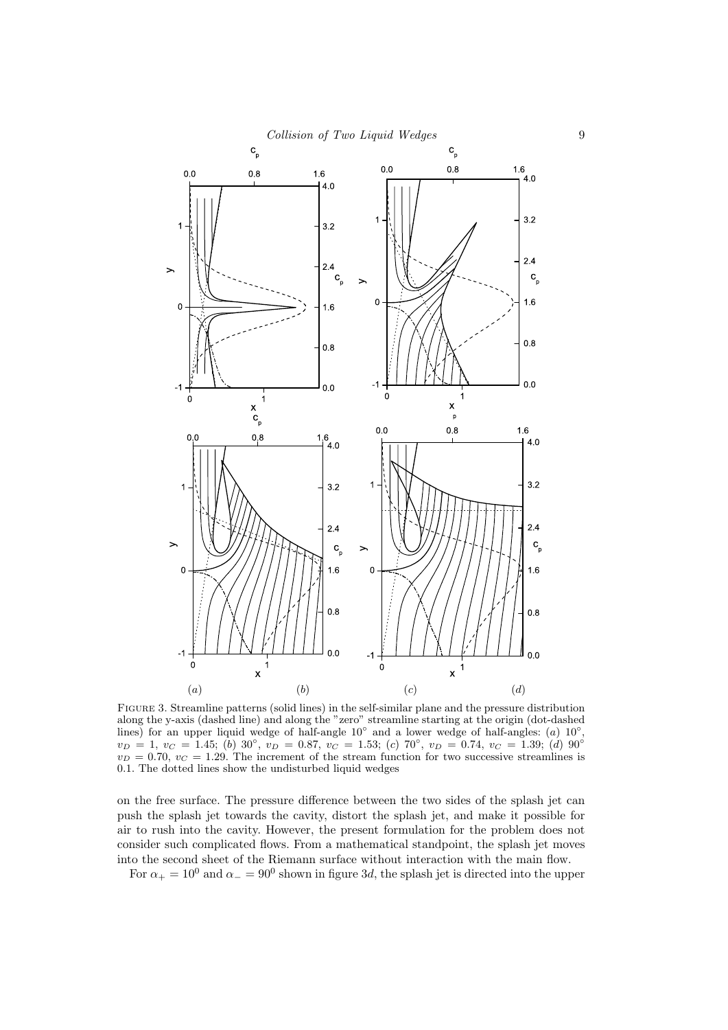Figure 3. Streamline patterns (solid lines) in the self-similar plane and the pressure distribution along the y-axis (dashed line) and along the "zero" streamline starting at the origin (dot-dashed lines) for an upper liquid wedge of half-angle 10° and a lower wedge of half-angles: (*a*) 10°, $v_D = 1$, $v_C = 1.45$; (*b*) 30°, $v_D = 0.87$, $v_C = 1.53$; (*c*) 70°, $v_D = 0.74$, $v_C = 1.39$; (*d*) 90° $v_D = 0.70$, $v_C = 1.29$. The increment of the stream function for two successive streamlines is 0.1. The dotted lines show the undisturbed liquid wedges

on the free surface. The pressure difference between the two sides of the splash jet can push the splash jet towards the cavity, distort the splash jet, and make it possible for air to rush into the cavity. However, the present formulation for the problem does not consider such complicated flows. From a mathematical standpoint, the splash jet moves into the second sheet of the Riemann surface without interaction with the main flow.

For $\alpha_+ = 10^0$ and $\alpha_- = 90^0$ shown in figure 3*d*, the splash jet is directed into the upper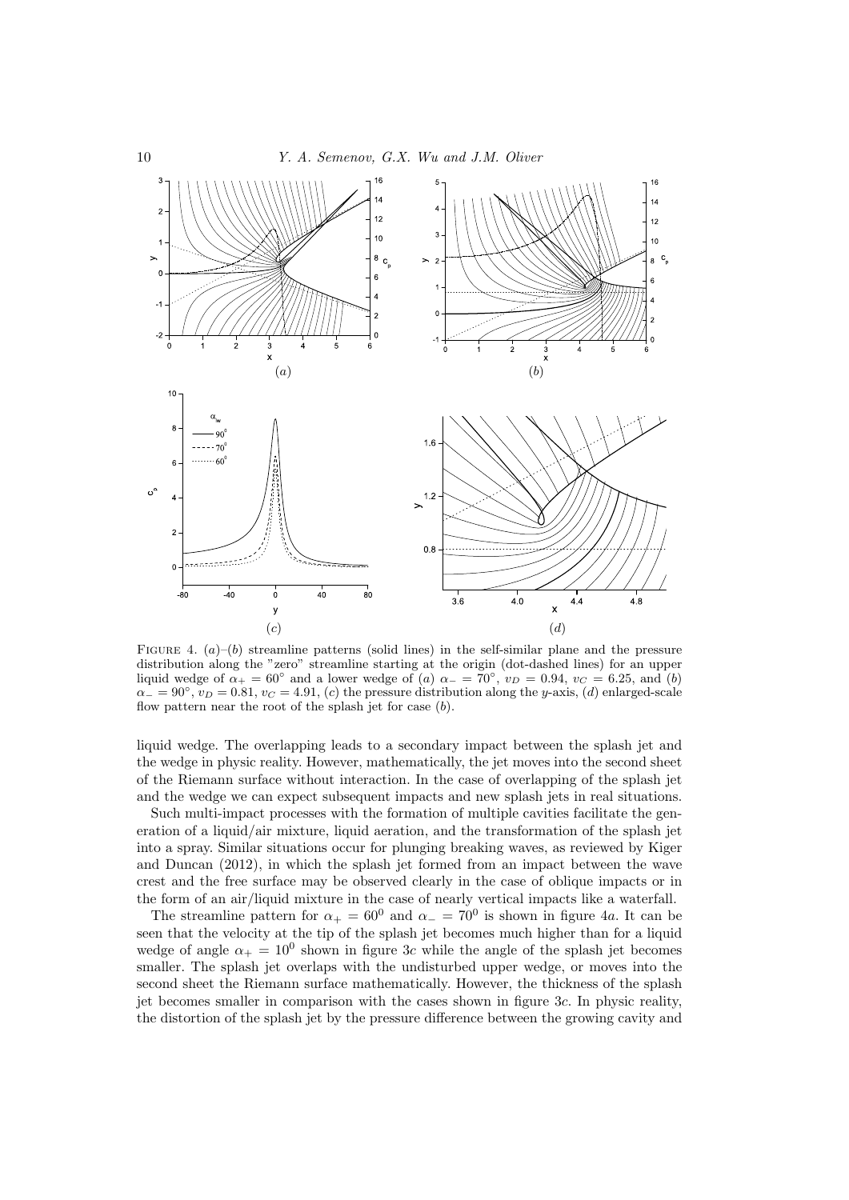FIGURE 4. (*a*)–(*b*) streamline patterns (solid lines) in the self-similar plane and the pressure distribution along the "zero" streamline starting at the origin (dot-dashed lines) for an upper liquid wedge of $\alpha_+ = 60^\circ$ and a lower wedge of (*a*) $\alpha_- = 70^\circ$, $v_D = 0.94$, $v_C = 6.25$, and (*b*) $\alpha_- = 90^\circ$, $v_D = 0.81$, $v_C = 4.91$, (*c*) the pressure distribution along the $y$-axis, (*d*) enlarged-scale flow pattern near the root of the splash jet for case (*b*).

liquid wedge. The overlapping leads to a secondary impact between the splash jet and the wedge in physic reality. However, mathematically, the jet moves into the second sheet of the Riemann surface without interaction. In the case of overlapping of the splash jet and the wedge we can expect subsequent impacts and new splash jets in real situations.

Such multi-impact processes with the formation of multiple cavities facilitate the generation of a liquid/air mixture, liquid aeration, and the transformation of the splash jet into a spray. Similar situations occur for plunging breaking waves, as reviewed by Kiger and Duncan (2012), in which the splash jet formed from an impact between the wave crest and the free surface may be observed clearly in the case of oblique impacts or in the form of an air/liquid mixture in the case of nearly vertical impacts like a waterfall.

The streamline pattern for $\alpha_+ = 60^0$ and $\alpha_- = 70^0$ is shown in figure 4*a*. It can be seen that the velocity at the tip of the splash jet becomes much higher than for a liquid wedge of angle $\alpha_+ = 10^0$ shown in figure 3*c* while the angle of the splash jet becomes smaller. The splash jet overlaps with the undisturbed upper wedge, or moves into the second sheet the Riemann surface mathematically. However, the thickness of the splash jet becomes smaller in comparison with the cases shown in figure 3*c*. In physic reality, the distortion of the splash jet by the pressure difference between the growing cavity and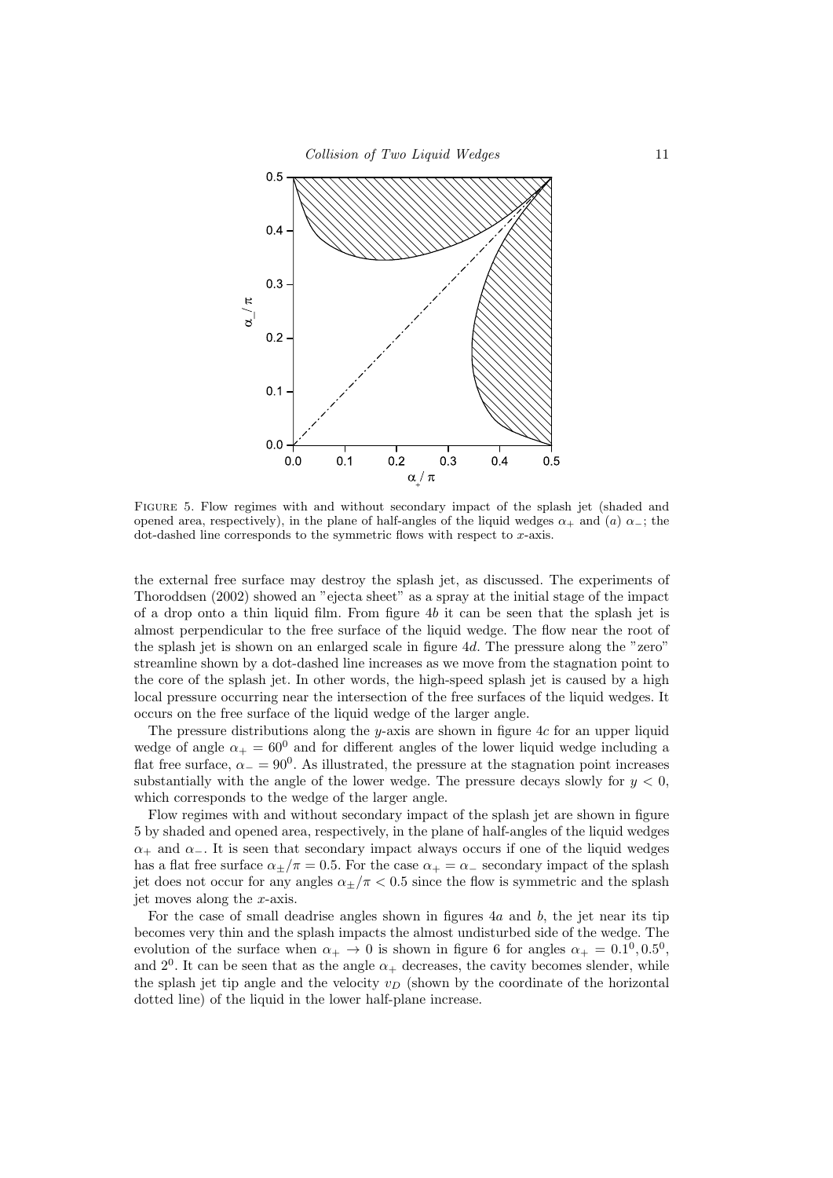FIGURE 5. Flow regimes with and without secondary impact of the splash jet (shaded and opened area, respectively), in the plane of half-angles of the liquid wedges $\alpha_+$ and (*a*) $\alpha_-$; the dot-dashed line corresponds to the symmetric flows with respect to $x$-axis.

the external free surface may destroy the splash jet, as discussed. The experiments of Thoroddsen (2002) showed an "ejecta sheet" as a spray at the initial stage of the impact of a drop onto a thin liquid film. From figure 4*b* it can be seen that the splash jet is almost perpendicular to the free surface of the liquid wedge. The flow near the root of the splash jet is shown on an enlarged scale in figure 4*d*. The pressure along the "zero" streamline shown by a dot-dashed line increases as we move from the stagnation point to the core of the splash jet. In other words, the high-speed splash jet is caused by a high local pressure occurring near the intersection of the free surfaces of the liquid wedges. It occurs on the free surface of the liquid wedge of the larger angle.

The pressure distributions along the $y$-axis are shown in figure 4*c* for an upper liquid wedge of angle $\alpha_+ = 60^0$ and for different angles of the lower liquid wedge including a flat free surface, $\alpha_- = 90^0$. As illustrated, the pressure at the stagnation point increases substantially with the angle of the lower wedge. The pressure decays slowly for $y < 0$, which corresponds to the wedge of the larger angle.

Flow regimes with and without secondary impact of the splash jet are shown in figure 5 by shaded and opened area, respectively, in the plane of half-angles of the liquid wedges $\alpha_+$ and $\alpha_-$. It is seen that secondary impact always occurs if one of the liquid wedges has a flat free surface $\alpha_\pm/\pi = 0.5$. For the case $\alpha_+ = \alpha_-$ secondary impact of the splash jet does not occur for any angles $\alpha_\pm/\pi < 0.5$ since the flow is symmetric and the splash jet moves along the $x$-axis.

For the case of small deadrise angles shown in figures 4*a* and *b*, the jet near its tip becomes very thin and the splash impacts the almost undisturbed side of the wedge. The evolution of the surface when $\alpha_+ \to 0$ is shown in figure 6 for angles $\alpha_+ = 0.1^0, 0.5^0$, and $2^0$. It can be seen that as the angle $\alpha_+$ decreases, the cavity becomes slender, while the splash jet tip angle and the velocity $v_D$ (shown by the coordinate of the horizontal dotted line) of the liquid in the lower half-plane increase.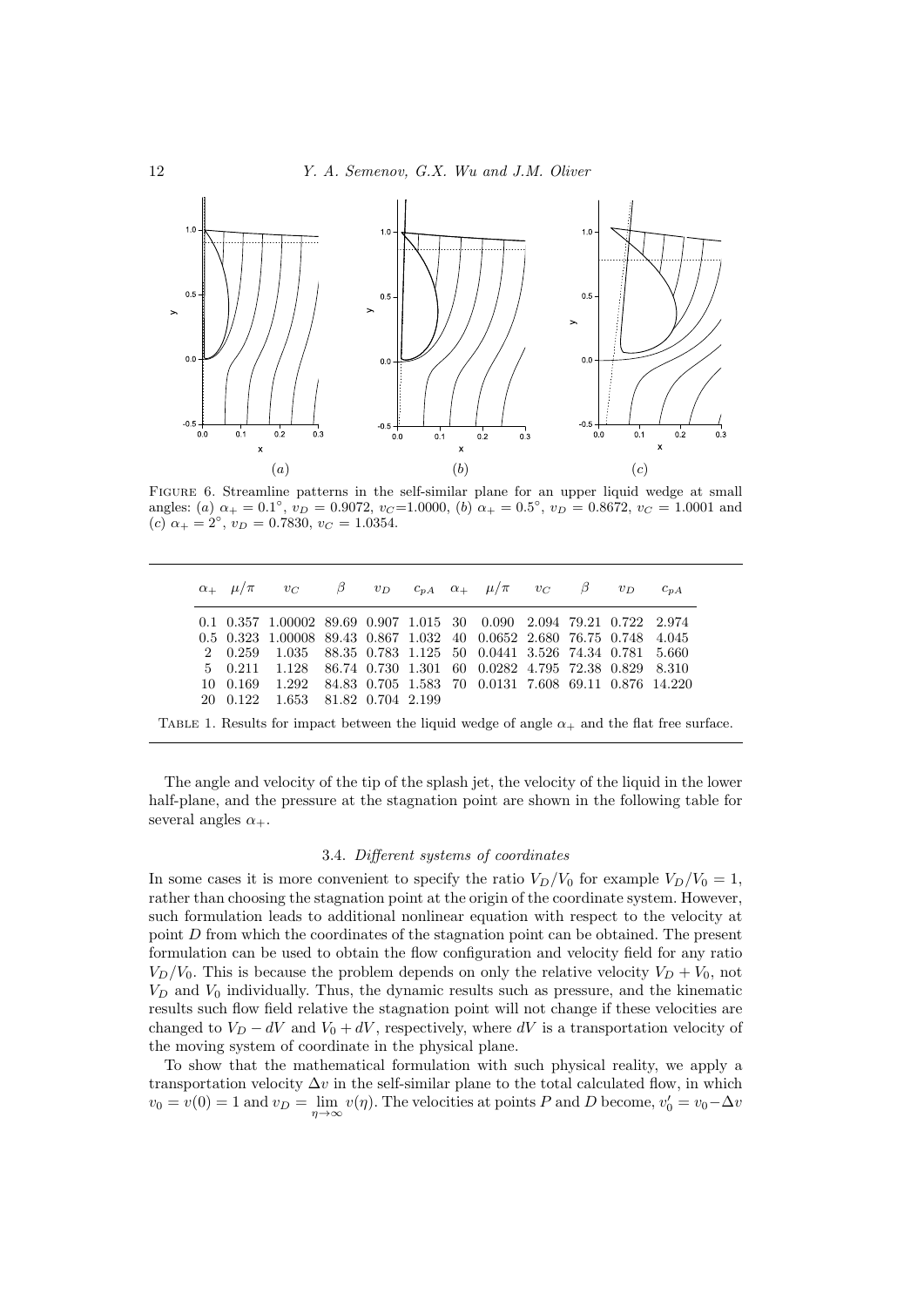Figure 6. Streamline patterns in the self-similar plane for an upper liquid wedge at small angles: (*a*) $\alpha_+ = 0.1^\circ$, $v_D = 0.9072$, $v_C$=1.0000, (*b*) $\alpha_+ = 0.5^\circ$, $v_D = 0.8672$, $v_C = 1.0001$ and (*c*) $\alpha_+ = 2^\circ$, $v_D = 0.7830$, $v_C = 1.0354$.

| $\alpha_+$ | $\mu/\pi$ | $v_C$ | $\beta$ | $v_D$ | $c_{pA}$ | $\alpha_+$ | $\mu/\pi$ | $v_C$ | $\beta$ | $v_D$ | $c_{pA}$ |
|---|---|---|---|---|---|---|---|---|---|---|---|
| 0.1 | 0.357 | 1.00002 | 89.69 | 0.907 | 1.015 | 30 | 0.090 | 2.094 | 79.21 | 0.722 | 2.974 |
| 0.5 | 0.323 | 1.00008 | 89.43 | 0.867 | 1.032 | 40 | 0.0652 | 2.680 | 76.75 | 0.748 | 4.045 |
| 2 | 0.259 | 1.035 | 88.35 | 0.783 | 1.125 | 50 | 0.0441 | 3.526 | 74.34 | 0.781 | 5.660 |
| 5 | 0.211 | 1.128 | 86.74 | 0.730 | 1.301 | 60 | 0.0282 | 4.795 | 72.38 | 0.829 | 8.310 |
| 10 | 0.169 | 1.292 | 84.83 | 0.705 | 1.583 | 70 | 0.0131 | 7.608 | 69.11 | 0.876 | 14.220 |
| 20 | 0.122 | 1.653 | 81.82 | 0.704 | 2.199 | | | | | | |

Table 1. Results for impact between the liquid wedge of angle $\alpha_+$ and the flat free surface.

The angle and velocity of the tip of the splash jet, the velocity of the liquid in the lower half-plane, and the pressure at the stagnation point are shown in the following table for several angles $\alpha_+$.

### 3.4. *Different systems of coordinates*

In some cases it is more convenient to specify the ratio $V_D/V_0$ for example $V_D/V_0 = 1$, rather than choosing the stagnation point at the origin of the coordinate system. However, such formulation leads to additional nonlinear equation with respect to the velocity at point $D$ from which the coordinates of the stagnation point can be obtained. The present formulation can be used to obtain the flow configuration and velocity field for any ratio $V_D/V_0$. This is because the problem depends on only the relative velocity $V_D + V_0$, not $V_D$ and $V_0$ individually. Thus, the dynamic results such as pressure, and the kinematic results such flow field relative the stagnation point will not change if these velocities are changed to $V_D - dV$ and $V_0 + dV$, respectively, where $dV$ is a transportation velocity of the moving system of coordinate in the physical plane.

To show that the mathematical formulation with such physical reality, we apply a transportation velocity $\Delta v$ in the self-similar plane to the total calculated flow, in which $v_0 = v(0) = 1$ and $v_D = \lim_{\eta\to\infty} v(\eta)$. The velocities at points $P$ and $D$ become, $v_0' = v_0 - \Delta v$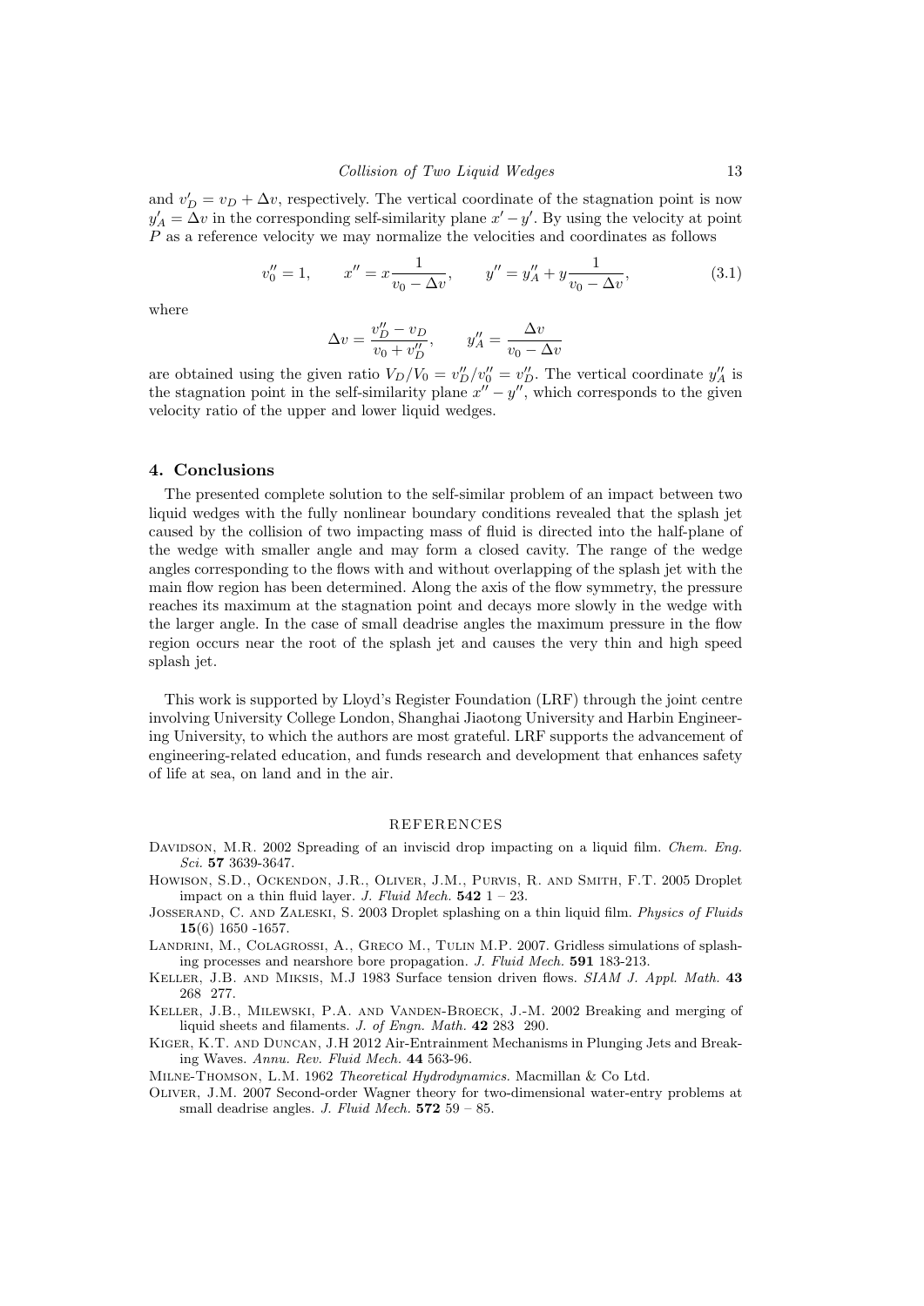and $v'_D = v_D + \Delta v$, respectively. The vertical coordinate of the stagnation point is now $y'_A = \Delta v$ in the corresponding self-similarity plane $x' - y'$. By using the velocity at point $P$ as a reference velocity we may normalize the velocities and coordinates as follows

$$v''_0 = 1, \qquad x'' = x\frac{1}{v_0 - \Delta v}, \qquad y'' = y''_A + y\frac{1}{v_0 - \Delta v}, \tag{3.1}$$

where

$$\Delta v = \frac{v''_D - v_D}{v_0 + v''_D}, \qquad y''_A = \frac{\Delta v}{v_0 - \Delta v}$$

are obtained using the given ratio $V_D/V_0 = v''_D/v''_0 = v''_D$. The vertical coordinate $y''_A$ is the stagnation point in the self-similarity plane $x'' - y''$, which corresponds to the given velocity ratio of the upper and lower liquid wedges.

## 4. Conclusions

The presented complete solution to the self-similar problem of an impact between two liquid wedges with the fully nonlinear boundary conditions revealed that the splash jet caused by the collision of two impacting mass of fluid is directed into the half-plane of the wedge with smaller angle and may form a closed cavity. The range of the wedge angles corresponding to the flows with and without overlapping of the splash jet with the main flow region has been determined. Along the axis of the flow symmetry, the pressure reaches its maximum at the stagnation point and decays more slowly in the wedge with the larger angle. In the case of small deadrise angles the maximum pressure in the flow region occurs near the root of the splash jet and causes the very thin and high speed splash jet.

This work is supported by Lloyd's Register Foundation (LRF) through the joint centre involving University College London, Shanghai Jiaotong University and Harbin Engineering University, to which the authors are most grateful. LRF supports the advancement of engineering-related education, and funds research and development that enhances safety of life at sea, on land and in the air.

## REFERENCES

Davidson, M.R. 2002 Spreading of an inviscid drop impacting on a liquid film. *Chem. Eng. Sci.* **57** 3639-3647.

Howison, S.D., Ockendon, J.R., Oliver, J.M., Purvis, R. and Smith, F.T. 2005 Droplet impact on a thin fluid layer. *J. Fluid Mech.* **542** 1 – 23.

Josserand, C. and Zaleski, S. 2003 Droplet splashing on a thin liquid film. *Physics of Fluids* **15**(6) 1650 -1657.

Landrini, M., Colagrossi, A., Greco M., Tulin M.P. 2007. Gridless simulations of splashing processes and nearshore bore propagation. *J. Fluid Mech.* **591** 183-213.

Keller, J.B. and Miksis, M.J 1983 Surface tension driven flows. *SIAM J. Appl. Math.* **43** 268 277.

Keller, J.B., Milewski, P.A. and Vanden-Broeck, J.-M. 2002 Breaking and merging of liquid sheets and filaments. *J. of Engn. Math.* **42** 283 290.

Kiger, K.T. and Duncan, J.H 2012 Air-Entrainment Mechanisms in Plunging Jets and Breaking Waves. *Annu. Rev. Fluid Mech.* **44** 563-96.

Milne-Thomson, L.M. 1962 *Theoretical Hydrodynamics.* Macmillan & Co Ltd.

Oliver, J.M. 2007 Second-order Wagner theory for two-dimensional water-entry problems at small deadrise angles. *J. Fluid Mech.* **572** 59 – 85.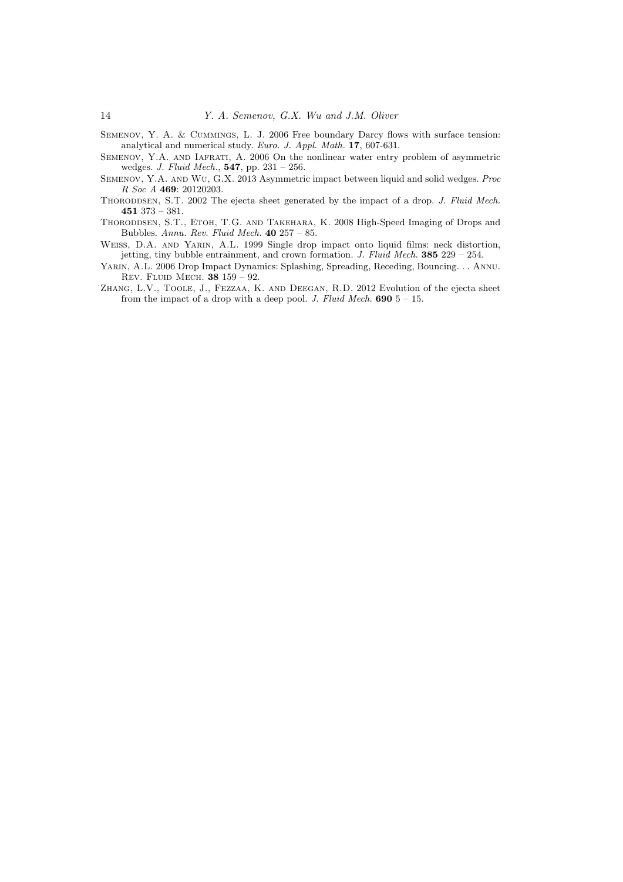Semenov, Y. A. & Cummings, L. J. 2006 Free boundary Darcy flows with surface tension: analytical and numerical study. *Euro. J. Appl. Math.* **17**, 607-631.

Semenov, Y.A. and Iafrati, A. 2006 On the nonlinear water entry problem of asymmetric wedges. *J. Fluid Mech.*, **547**, pp. 231 – 256.

Semenov, Y.A. and Wu, G.X. 2013 Asymmetric impact between liquid and solid wedges. *Proc R Soc A* **469**: 20120203.

Thoroddsen, S.T. 2002 The ejecta sheet generated by the impact of a drop. *J. Fluid Mech.* **451** 373 – 381.

Thoroddsen, S.T., Etoh, T.G. and Takehara, K. 2008 High-Speed Imaging of Drops and Bubbles. *Annu. Rev. Fluid Mech.* **40** 257 – 85.

Weiss, D.A. and Yarin, A.L. 1999 Single drop impact onto liquid films: neck distortion, jetting, tiny bubble entrainment, and crown formation. *J. Fluid Mech.* **385** 229 – 254.

Yarin, A.L. 2006 Drop Impact Dynamics: Splashing, Spreading, Receding, Bouncing. . . Annu. Rev. Fluid Mech. **38** 159 – 92.

Zhang, L.V., Toole, J., Fezzaa, K. and Deegan, R.D. 2012 Evolution of the ejecta sheet from the impact of a drop with a deep pool. *J. Fluid Mech.* **690** 5 – 15.